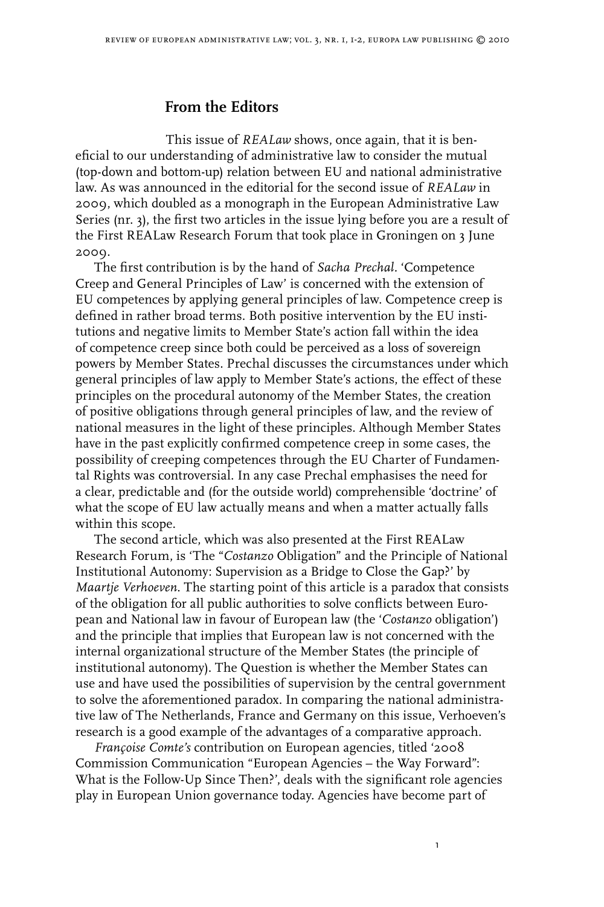## From the Editors

This issue of *REALaw* shows, once again, that it is beneficial to our understanding of administrative law to consider the mutual (top-down and bottom-up) relation between EU and national administrative law. As was announced in the editorial for the second issue of *REALaw* in 2009, which doubled as a monograph in the European Administrative Law Series (nr. 3), the first two articles in the issue lying before you are a result of the First REALaw Research Forum that took place in Groningen on 3 June 2009.

The first contribution is by the hand of *Sacha Prechal*. 'Competence Creep and General Principles of Law' is concerned with the extension of EU competences by applying general principles of law. Competence creep is defined in rather broad terms. Both positive intervention by the EU institutions and negative limits to Member State's action fall within the idea of competence creep since both could be perceived as a loss of sovereign powers by Member States. Prechal discusses the circumstances under which general principles of law apply to Member State's actions, the effect of these principles on the procedural autonomy of the Member States, the creation of positive obligations through general principles of law, and the review of national measures in the light of these principles. Although Member States have in the past explicitly confirmed competence creep in some cases, the possibility of creeping competences through the EU Charter of Fundamental Rights was controversial. In any case Prechal emphasises the need for a clear, predictable and (for the outside world) comprehensible 'doctrine' of what the scope of EU law actually means and when a matter actually falls within this scope.

The second article, which was also presented at the First REALaw Research Forum, is 'The "*Costanzo* Obligation" and the Principle of National Institutional Autonomy: Supervision as a Bridge to Close the Gap?' by *Maartje Verhoeven*. The starting point of this article is a paradox that consists of the obligation for all public authorities to solve conflicts between European and National law in favour of European law (the '*Costanzo* obligation') and the principle that implies that European law is not concerned with the internal organizational structure of the Member States (the principle of institutional autonomy). The Question is whether the Member States can use and have used the possibilities of supervision by the central government to solve the aforementioned paradox. In comparing the national administrative law of The Netherlands, France and Germany on this issue, Verhoeven's research is a good example of the advantages of a comparative approach.

*Françoise Comte's* contribution on European agencies, titled '2008 Commission Communication "European Agencies – the Way Forward": What is the Follow-Up Since Then?', deals with the significant role agencies play in European Union governance today. Agencies have become part of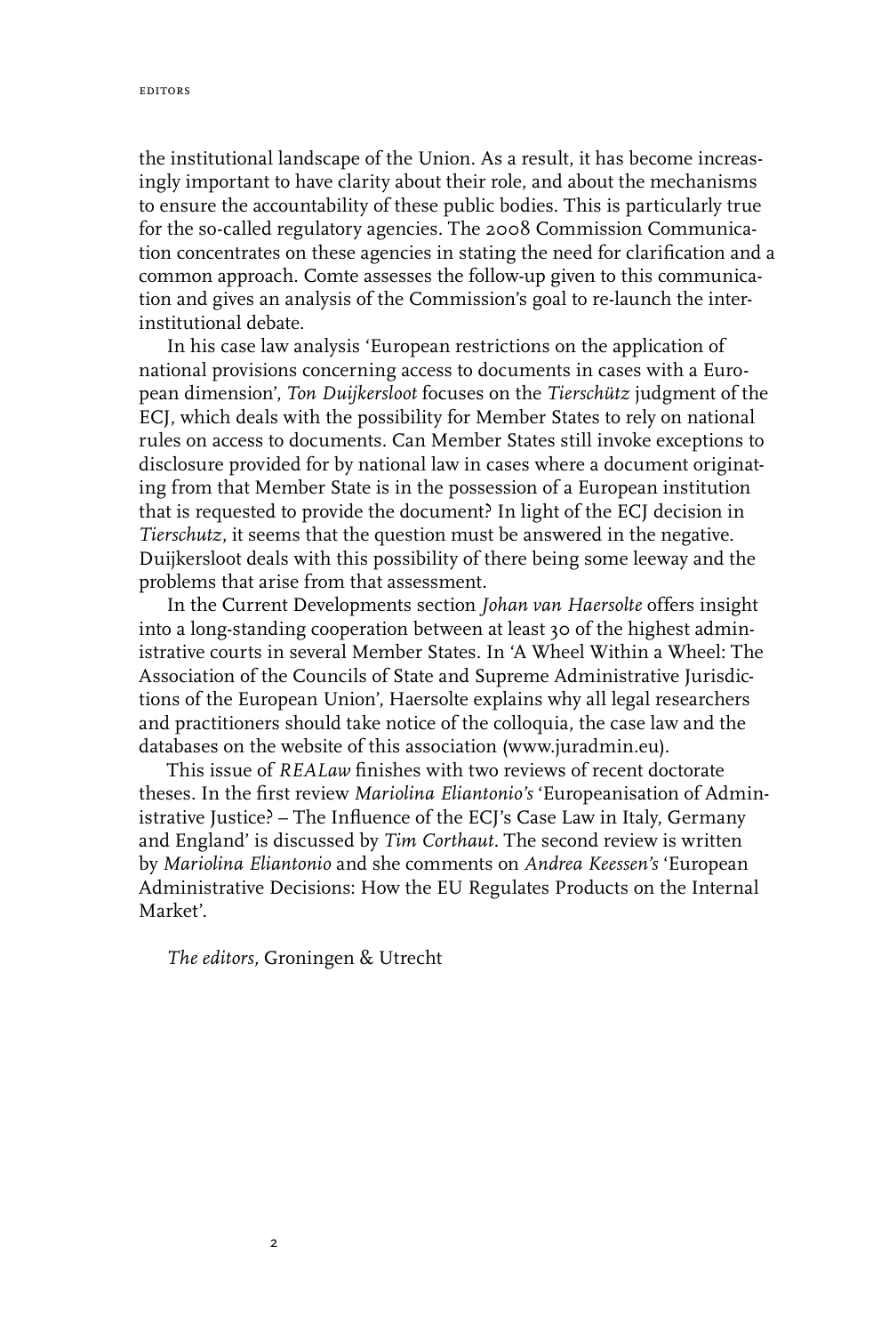the institutional landscape of the Union. As a result, it has become increasingly important to have clarity about their role, and about the mechanisms to ensure the accountability of these public bodies. This is particularly true for the so-called regulatory agencies. The 2008 Commission Communication concentrates on these agencies in stating the need for clarification and a common approach. Comte assesses the follow-up given to this communication and gives an analysis of the Commission's goal to re-launch the inter-institutional debate.

In his case law analysis 'European restrictions on the application of national provisions concerning access to documents in cases with a European dimension', *Ton Duijkersloot* focuses on the *Tierschütz* judgment of the ECJ, which deals with the possibility for Member States to rely on national rules on access to documents. Can Member States still invoke exceptions to disclosure provided for by national law in cases where a document originating from that Member State is in the possession of a European institution that is requested to provide the document? In light of the ECJ decision in *Tierschutz*, it seems that the question must be answered in the negative. Duijkersloot deals with this possibility of there being some leeway and the problems that arise from that assessment.

In the Current Developments section *Johan van Haersolte* offers insight into a long-standing cooperation between at least 30 of the highest administrative courts in several Member States. In 'A Wheel Within a Wheel: The Association of the Councils of State and Supreme Administrative Jurisdictions of the European Union', Haersolte explains why all legal researchers and practitioners should take notice of the colloquia, the case law and the databases on the website of this association (www.juradmin.eu).

This issue of *REALaw* finishes with two reviews of recent doctorate theses. In the first review *Mariolina Eliantonio's* 'Europeanisation of Administrative Justice? – The Influence of the ECJ's Case Law in Italy, Germany and England' is discussed by *Tim Corthaut*. The second review is written by *Mariolina Eliantonio* and she comments on *Andrea Keessen's* 'European Administrative Decisions: How the EU Regulates Products on the Internal Market'.

*The editors,* Groningen & Utrecht